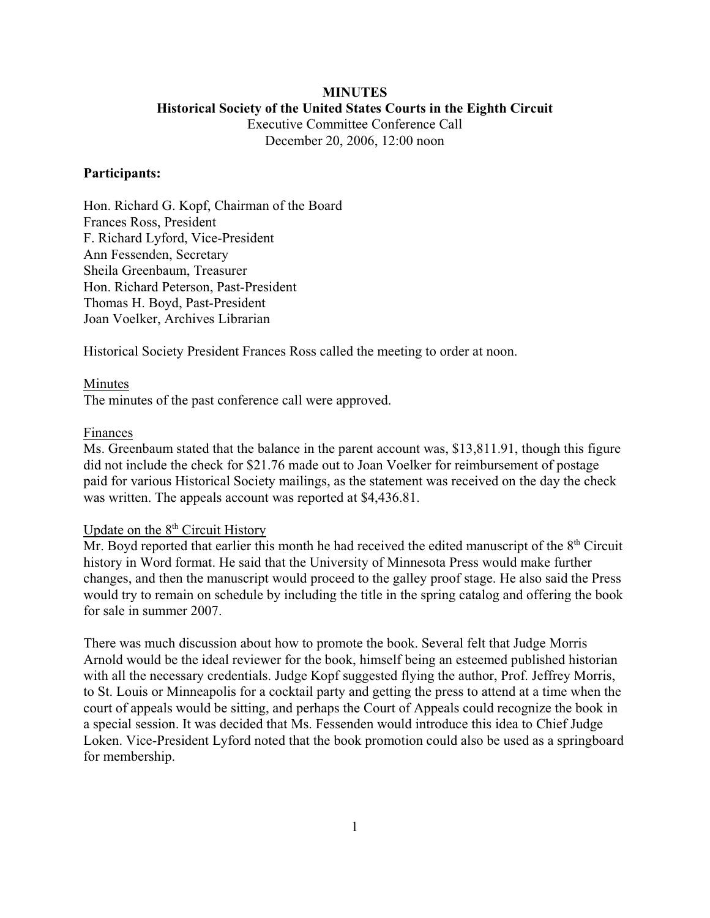**MINUTES**
**Historical Society of the United States Courts in the Eighth Circuit**
Executive Committee Conference Call
December 20, 2006, 12:00 noon

**Participants:**

Hon. Richard G. Kopf, Chairman of the Board
Frances Ross, President
F. Richard Lyford, Vice-President
Ann Fessenden, Secretary
Sheila Greenbaum, Treasurer
Hon. Richard Peterson, Past-President
Thomas H. Boyd, Past-President
Joan Voelker, Archives Librarian

Historical Society President Frances Ross called the meeting to order at noon.

Minutes
The minutes of the past conference call were approved.

Finances
Ms. Greenbaum stated that the balance in the parent account was, $13,811.91, though this figure did not include the check for $21.76 made out to Joan Voelker for reimbursement of postage paid for various Historical Society mailings, as the statement was received on the day the check was written. The appeals account was reported at $4,436.81.

Update on the 8th Circuit History
Mr. Boyd reported that earlier this month he had received the edited manuscript of the 8th Circuit history in Word format. He said that the University of Minnesota Press would make further changes, and then the manuscript would proceed to the galley proof stage. He also said the Press would try to remain on schedule by including the title in the spring catalog and offering the book for sale in summer 2007.

There was much discussion about how to promote the book. Several felt that Judge Morris Arnold would be the ideal reviewer for the book, himself being an esteemed published historian with all the necessary credentials. Judge Kopf suggested flying the author, Prof. Jeffrey Morris, to St. Louis or Minneapolis for a cocktail party and getting the press to attend at a time when the court of appeals would be sitting, and perhaps the Court of Appeals could recognize the book in a special session. It was decided that Ms. Fessenden would introduce this idea to Chief Judge Loken. Vice-President Lyford noted that the book promotion could also be used as a springboard for membership.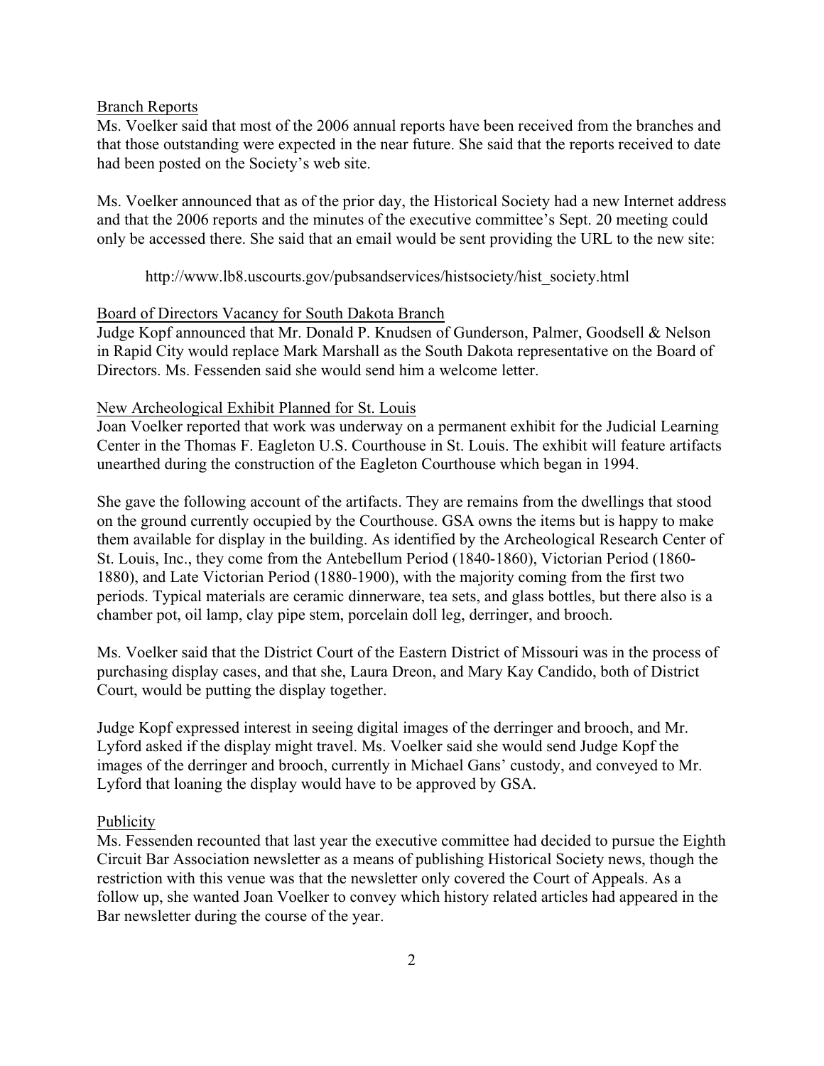Branch Reports

Ms. Voelker said that most of the 2006 annual reports have been received from the branches and that those outstanding were expected in the near future. She said that the reports received to date had been posted on the Society's web site.

Ms. Voelker announced that as of the prior day, the Historical Society had a new Internet address and that the 2006 reports and the minutes of the executive committee's Sept. 20 meeting could only be accessed there. She said that an email would be sent providing the URL to the new site:

http://www.lb8.uscourts.gov/pubsandservices/histsociety/hist_society.html

Board of Directors Vacancy for South Dakota Branch

Judge Kopf announced that Mr. Donald P. Knudsen of Gunderson, Palmer, Goodsell & Nelson in Rapid City would replace Mark Marshall as the South Dakota representative on the Board of Directors. Ms. Fessenden said she would send him a welcome letter.

New Archeological Exhibit Planned for St. Louis

Joan Voelker reported that work was underway on a permanent exhibit for the Judicial Learning Center in the Thomas F. Eagleton U.S. Courthouse in St. Louis. The exhibit will feature artifacts unearthed during the construction of the Eagleton Courthouse which began in 1994.

She gave the following account of the artifacts. They are remains from the dwellings that stood on the ground currently occupied by the Courthouse. GSA owns the items but is happy to make them available for display in the building. As identified by the Archeological Research Center of St. Louis, Inc., they come from the Antebellum Period (1840-1860), Victorian Period (1860-1880), and Late Victorian Period (1880-1900), with the majority coming from the first two periods. Typical materials are ceramic dinnerware, tea sets, and glass bottles, but there also is a chamber pot, oil lamp, clay pipe stem, porcelain doll leg, derringer, and brooch.

Ms. Voelker said that the District Court of the Eastern District of Missouri was in the process of purchasing display cases, and that she, Laura Dreon, and Mary Kay Candido, both of District Court, would be putting the display together.

Judge Kopf expressed interest in seeing digital images of the derringer and brooch, and Mr. Lyford asked if the display might travel. Ms. Voelker said she would send Judge Kopf the images of the derringer and brooch, currently in Michael Gans' custody, and conveyed to Mr. Lyford that loaning the display would have to be approved by GSA.

Publicity

Ms. Fessenden recounted that last year the executive committee had decided to pursue the Eighth Circuit Bar Association newsletter as a means of publishing Historical Society news, though the restriction with this venue was that the newsletter only covered the Court of Appeals. As a follow up, she wanted Joan Voelker to convey which history related articles had appeared in the Bar newsletter during the course of the year.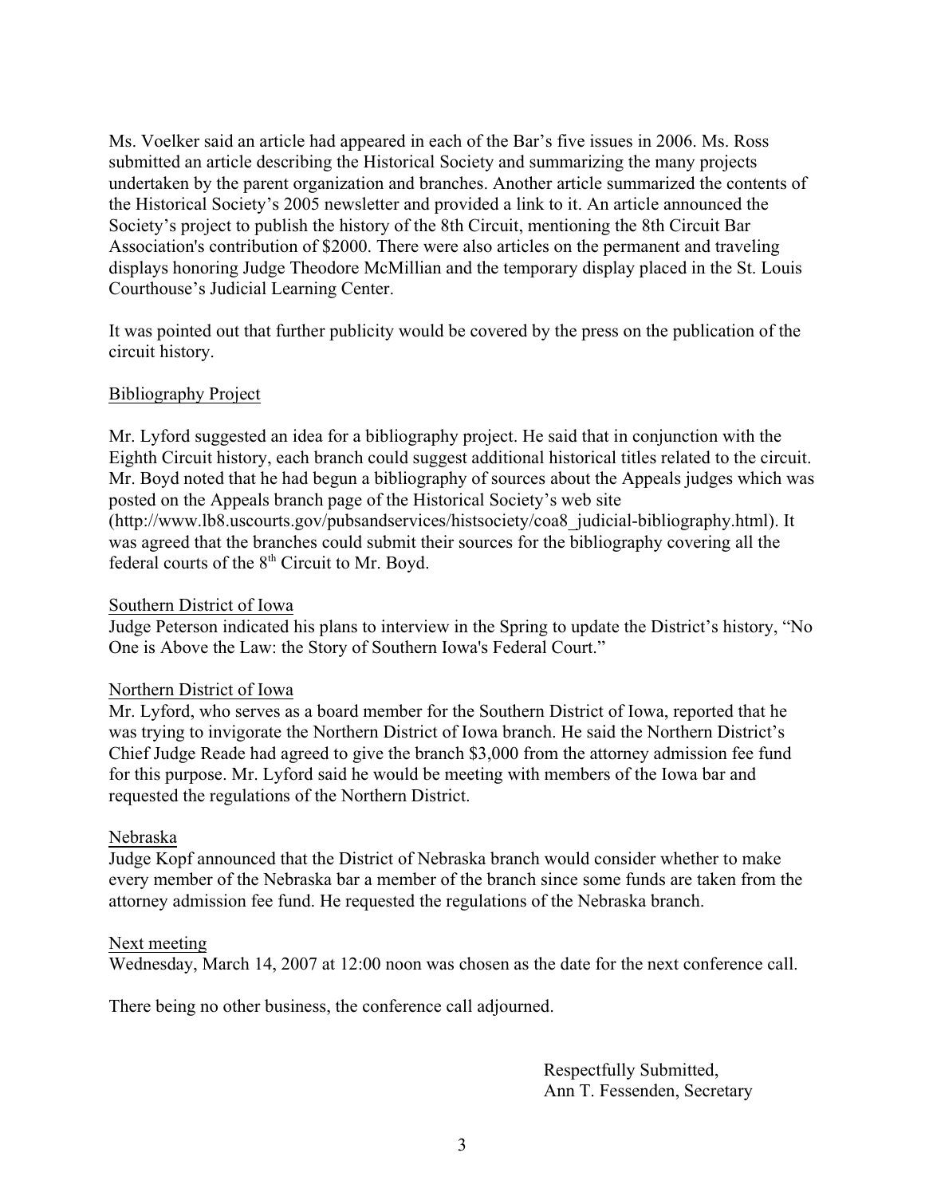Ms. Voelker said an article had appeared in each of the Bar's five issues in 2006. Ms. Ross submitted an article describing the Historical Society and summarizing the many projects undertaken by the parent organization and branches. Another article summarized the contents of the Historical Society's 2005 newsletter and provided a link to it. An article announced the Society's project to publish the history of the 8th Circuit, mentioning the 8th Circuit Bar Association's contribution of $2000. There were also articles on the permanent and traveling displays honoring Judge Theodore McMillian and the temporary display placed in the St. Louis Courthouse's Judicial Learning Center.

It was pointed out that further publicity would be covered by the press on the publication of the circuit history.

<u>Bibliography Project</u>

Mr. Lyford suggested an idea for a bibliography project. He said that in conjunction with the Eighth Circuit history, each branch could suggest additional historical titles related to the circuit. Mr. Boyd noted that he had begun a bibliography of sources about the Appeals judges which was posted on the Appeals branch page of the Historical Society's web site (http://www.lb8.uscourts.gov/pubsandservices/histsociety/coa8_judicial-bibliography.html). It was agreed that the branches could submit their sources for the bibliography covering all the federal courts of the 8th Circuit to Mr. Boyd.

<u>Southern District of Iowa</u>

Judge Peterson indicated his plans to interview in the Spring to update the District's history, "No One is Above the Law: the Story of Southern Iowa's Federal Court."

<u>Northern District of Iowa</u>

Mr. Lyford, who serves as a board member for the Southern District of Iowa, reported that he was trying to invigorate the Northern District of Iowa branch. He said the Northern District's Chief Judge Reade had agreed to give the branch $3,000 from the attorney admission fee fund for this purpose. Mr. Lyford said he would be meeting with members of the Iowa bar and requested the regulations of the Northern District.

<u>Nebraska</u>

Judge Kopf announced that the District of Nebraska branch would consider whether to make every member of the Nebraska bar a member of the branch since some funds are taken from the attorney admission fee fund. He requested the regulations of the Nebraska branch.

<u>Next meeting</u>

Wednesday, March 14, 2007 at 12:00 noon was chosen as the date for the next conference call.

There being no other business, the conference call adjourned.

Respectfully Submitted,
Ann T. Fessenden, Secretary